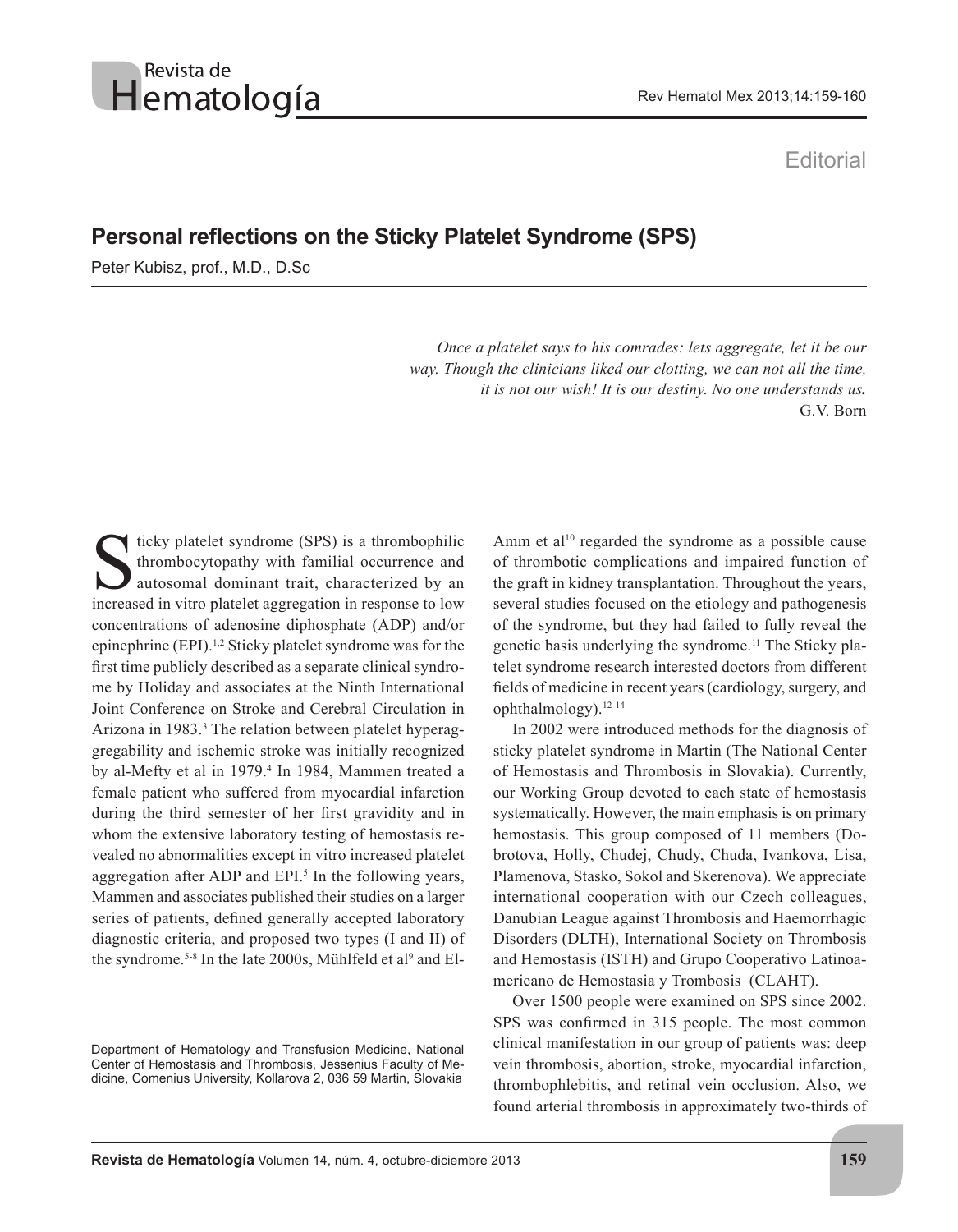Editorial

# Personal reflections on the Sticky Platelet Syndrome (SPS)

Peter Kubisz, prof., M.D., D.Sc

*Once a platelet says to his comrades: lets aggregate, let it be our way. Though the clinicians liked our clotting, we can not all the time, it is not our wish! It is our destiny. No one understands us.*
G.V. Born

Sticky platelet syndrome (SPS) is a thrombophilic thrombocytopathy with familial occurrence and autosomal dominant trait, characterized by an increased in vitro platelet aggregation in response to low concentrations of adenosine diphosphate (ADP) and/or epinephrine (EPI).[1,2] Sticky platelet syndrome was for the first time publicly described as a separate clinical syndrome by Holiday and associates at the Ninth International Joint Conference on Stroke and Cerebral Circulation in Arizona in 1983.[3] The relation between platelet hyperaggregability and ischemic stroke was initially recognized by al-Mefty et al in 1979.[4] In 1984, Mammen treated a female patient who suffered from myocardial infarction during the third semester of her first gravidity and in whom the extensive laboratory testing of hemostasis revealed no abnormalities except in vitro increased platelet aggregation after ADP and EPI.[5] In the following years, Mammen and associates published their studies on a larger series of patients, defined generally accepted laboratory diagnostic criteria, and proposed two types (I and II) of the syndrome.[5-8] In the late 2000s, Mühlfeld et al[9] and El-Amm et al[10] regarded the syndrome as a possible cause of thrombotic complications and impaired function of the graft in kidney transplantation. Throughout the years, several studies focused on the etiology and pathogenesis of the syndrome, but they had failed to fully reveal the genetic basis underlying the syndrome.[11] The Sticky platelet syndrome research interested doctors from different fields of medicine in recent years (cardiology, surgery, and ophthalmology).[12-14]

In 2002 were introduced methods for the diagnosis of sticky platelet syndrome in Martin (The National Center of Hemostasis and Thrombosis in Slovakia). Currently, our Working Group devoted to each state of hemostasis systematically. However, the main emphasis is on primary hemostasis. This group composed of 11 members (Dobrotova, Holly, Chudej, Chudy, Chuda, Ivankova, Lisa, Plamenova, Stasko, Sokol and Skerenova). We appreciate international cooperation with our Czech colleagues, Danubian League against Thrombosis and Haemorrhagic Disorders (DLTH), International Society on Thrombosis and Hemostasis (ISTH) and Grupo Cooperativo Latinoamericano de Hemostasia y Trombosis (CLAHT).

Over 1500 people were examined on SPS since 2002. SPS was confirmed in 315 people. The most common clinical manifestation in our group of patients was: deep vein thrombosis, abortion, stroke, myocardial infarction, thrombophlebitis, and retinal vein occlusion. Also, we found arterial thrombosis in approximately two-thirds of

Department of Hematology and Transfusion Medicine, National Center of Hemostasis and Thrombosis, Jessenius Faculty of Medicine, Comenius University, Kollarova 2, 036 59 Martin, Slovakia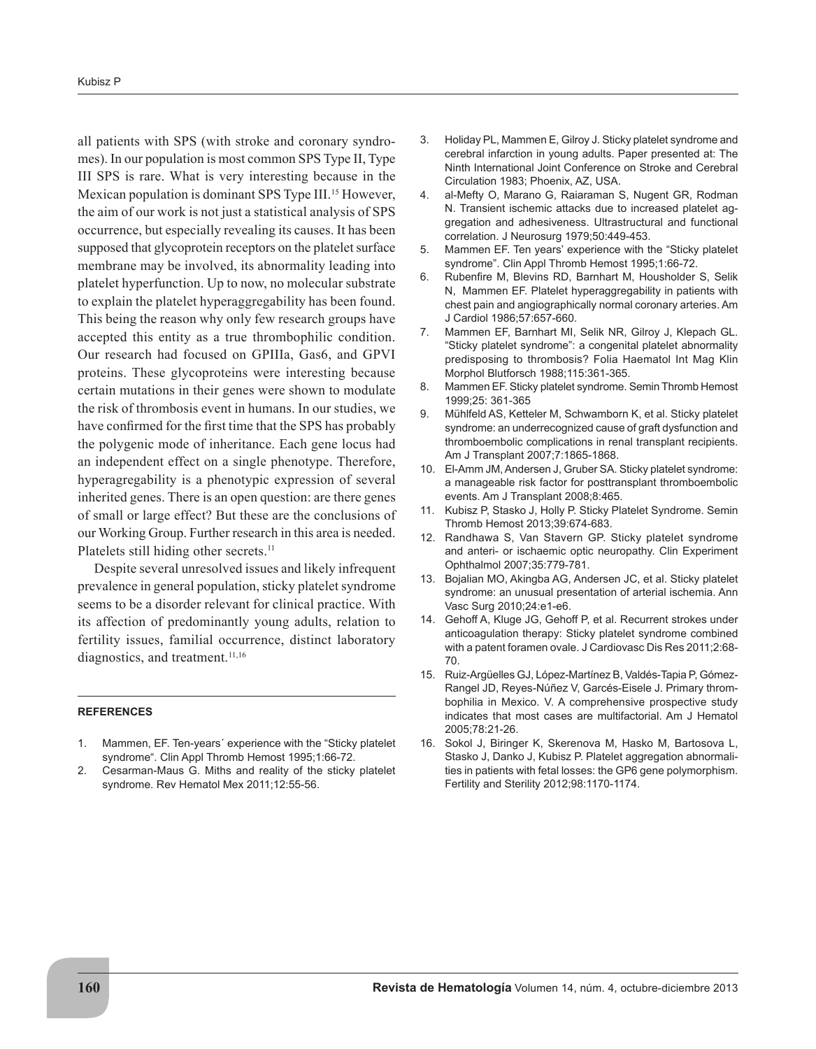all patients with SPS (with stroke and coronary syndromes). In our population is most common SPS Type II, Type III SPS is rare. What is very interesting because in the Mexican population is dominant SPS Type III.[15] However, the aim of our work is not just a statistical analysis of SPS occurrence, but especially revealing its causes. It has been supposed that glycoprotein receptors on the platelet surface membrane may be involved, its abnormality leading into platelet hyperfunction. Up to now, no molecular substrate to explain the platelet hyperaggregability has been found. This being the reason why only few research groups have accepted this entity as a true thrombophilic condition. Our research had focused on GPIIIa, Gas6, and GPVI proteins. These glycoproteins were interesting because certain mutations in their genes were shown to modulate the risk of thrombosis event in humans. In our studies, we have confirmed for the first time that the SPS has probably the polygenic mode of inheritance. Each gene locus had an independent effect on a single phenotype. Therefore, hyperagregability is a phenotypic expression of several inherited genes. There is an open question: are there genes of small or large effect? But these are the conclusions of our Working Group. Further research in this area is needed. Platelets still hiding other secrets.[11]

Despite several unresolved issues and likely infrequent prevalence in general population, sticky platelet syndrome seems to be a disorder relevant for clinical practice. With its affection of predominantly young adults, relation to fertility issues, familial occurrence, distinct laboratory diagnostics, and treatment.[11,16]

#### REFERENCES

1. Mammen, EF. Ten-years´ experience with the "Sticky platelet syndrome". Clin Appl Thromb Hemost 1995;1:66-72.
2. Cesarman-Maus G. Miths and reality of the sticky platelet syndrome. Rev Hematol Mex 2011;12:55-56.
3. Holiday PL, Mammen E, Gilroy J. Sticky platelet syndrome and cerebral infarction in young adults. Paper presented at: The Ninth International Joint Conference on Stroke and Cerebral Circulation 1983; Phoenix, AZ, USA.
4. al-Mefty O, Marano G, Raiaraman S, Nugent GR, Rodman N. Transient ischemic attacks due to increased platelet aggregation and adhesiveness. Ultrastructural and functional correlation. J Neurosurg 1979;50:449-453.
5. Mammen EF. Ten years' experience with the "Sticky platelet syndrome". Clin Appl Thromb Hemost 1995;1:66-72.
6. Rubenfire M, Blevins RD, Barnhart M, Housholder S, Selik N, Mammen EF. Platelet hyperaggregability in patients with chest pain and angiographically normal coronary arteries. Am J Cardiol 1986;57:657-660.
7. Mammen EF, Barnhart MI, Selik NR, Gilroy J, Klepach GL. "Sticky platelet syndrome": a congenital platelet abnormality predisposing to thrombosis? Folia Haematol Int Mag Klin Morphol Blutforsch 1988;115:361-365.
8. Mammen EF. Sticky platelet syndrome. Semin Thromb Hemost 1999;25: 361-365
9. Mühlfeld AS, Ketteler M, Schwamborn K, et al. Sticky platelet syndrome: an underrecognized cause of graft dysfunction and thromboembolic complications in renal transplant recipients. Am J Transplant 2007;7:1865-1868.
10. El-Amm JM, Andersen J, Gruber SA. Sticky platelet syndrome: a manageable risk factor for posttransplant thromboembolic events. Am J Transplant 2008;8:465.
11. Kubisz P, Stasko J, Holly P. Sticky Platelet Syndrome. Semin Thromb Hemost 2013;39:674-683.
12. Randhawa S, Van Stavern GP. Sticky platelet syndrome and anteri- or ischaemic optic neuropathy. Clin Experiment Ophthalmol 2007;35:779-781.
13. Bojalian MO, Akingba AG, Andersen JC, et al. Sticky platelet syndrome: an unusual presentation of arterial ischemia. Ann Vasc Surg 2010;24:e1-e6.
14. Gehoff A, Kluge JG, Gehoff P, et al. Recurrent strokes under anticoagulation therapy: Sticky platelet syndrome combined with a patent foramen ovale. J Cardiovasc Dis Res 2011;2:68-70.
15. Ruiz-Argüelles GJ, López-Martínez B, Valdés-Tapia P, Gómez-Rangel JD, Reyes-Núñez V, Garcés-Eisele J. Primary thrombophilia in Mexico. V. A comprehensive prospective study indicates that most cases are multifactorial. Am J Hematol 2005;78:21-26.
16. Sokol J, Biringer K, Skerenova M, Hasko M, Bartosova L, Stasko J, Danko J, Kubisz P. Platelet aggregation abnormalities in patients with fetal losses: the GP6 gene polymorphism. Fertility and Sterility 2012;98:1170-1174.